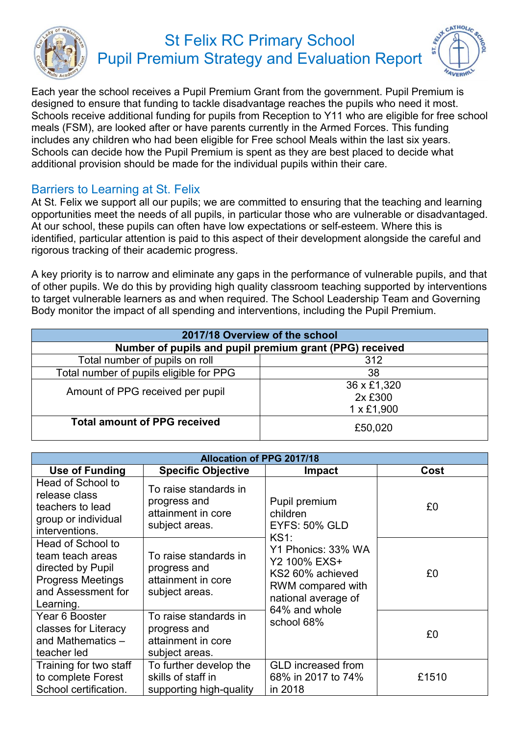# St Felix RC Primary School
# Pupil Premium Strategy and Evaluation Report

Each year the school receives a Pupil Premium Grant from the government. Pupil Premium is designed to ensure that funding to tackle disadvantage reaches the pupils who need it most. Schools receive additional funding for pupils from Reception to Y11 who are eligible for free school meals (FSM), are looked after or have parents currently in the Armed Forces. This funding includes any children who had been eligible for Free school Meals within the last six years. Schools can decide how the Pupil Premium is spent as they are best placed to decide what additional provision should be made for the individual pupils within their care.

## Barriers to Learning at St. Felix

At St. Felix we support all our pupils; we are committed to ensuring that the teaching and learning opportunities meet the needs of all pupils, in particular those who are vulnerable or disadvantaged. At our school, these pupils can often have low expectations or self-esteem. Where this is identified, particular attention is paid to this aspect of their development alongside the careful and rigorous tracking of their academic progress.

A key priority is to narrow and eliminate any gaps in the performance of vulnerable pupils, and that of other pupils. We do this by providing high quality classroom teaching supported by interventions to target vulnerable learners as and when required. The School Leadership Team and Governing Body monitor the impact of all spending and interventions, including the Pupil Premium.

| 2017/18 Overview of the school | |
|---|---|
| **Number of pupils and pupil premium grant (PPG) received** | |
| Total number of pupils on roll | 312 |
| Total number of pupils eligible for PPG | 38 |
| Amount of PPG received per pupil | 36 x £1,320<br>2x £300<br>1 x £1,900 |
| **Total amount of PPG received** | £50,020 |

| Allocation of PPG 2017/18 | | | |
|---|---|---|---|
| **Use of Funding** | **Specific Objective** | **Impact** | **Cost** |
| Head of School to release class teachers to lead group or individual interventions. | To raise standards in progress and attainment in core subject areas. | Pupil premium children<br>EYFS: 50% GLD<br>KS1:<br>Y1 Phonics: 33% WA<br>Y2 100% EXS+<br>KS2 60% achieved RWM compared with national average of 64% and whole school 68% | £0 |
| Head of School to team teach areas directed by Pupil Progress Meetings and Assessment for Learning. | To raise standards in progress and attainment in core subject areas. | | £0 |
| Year 6 Booster classes for Literacy and Mathematics – teacher led | To raise standards in progress and attainment in core subject areas. | | £0 |
| Training for two staff to complete Forest School certification. | To further develop the skills of staff in supporting high-quality | GLD increased from 68% in 2017 to 74% in 2018 | £1510 |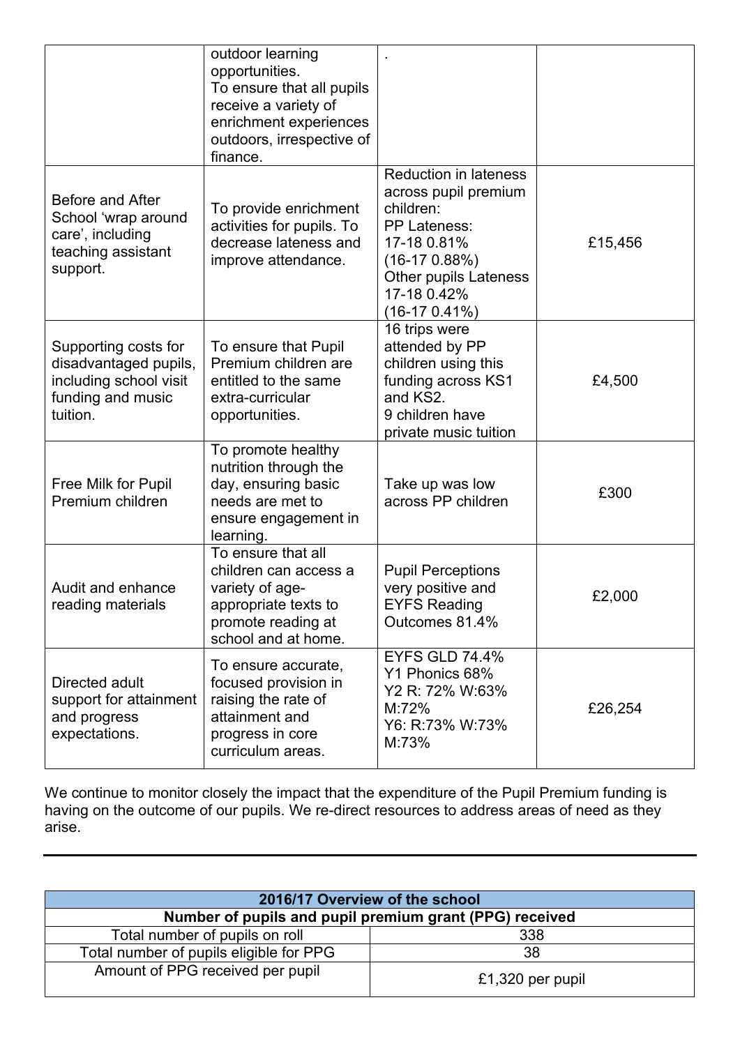| | | | |
|---|---|---|---|
| | outdoor learning opportunities. To ensure that all pupils receive a variety of enrichment experiences outdoors, irrespective of finance. | . | |
| Before and After School 'wrap around care', including teaching assistant support. | To provide enrichment activities for pupils. To decrease lateness and improve attendance. | Reduction in lateness across pupil premium children: PP Lateness: 17-18 0.81% (16-17 0.88%) Other pupils Lateness 17-18 0.42% (16-17 0.41%) | £15,456 |
| Supporting costs for disadvantaged pupils, including school visit funding and music tuition. | To ensure that Pupil Premium children are entitled to the same extra-curricular opportunities. | 16 trips were attended by PP children using this funding across KS1 and KS2. 9 children have private music tuition | £4,500 |
| Free Milk for Pupil Premium children | To promote healthy nutrition through the day, ensuring basic needs are met to ensure engagement in learning. | Take up was low across PP children | £300 |
| Audit and enhance reading materials | To ensure that all children can access a variety of age-appropriate texts to promote reading at school and at home. | Pupil Perceptions very positive and EYFS Reading Outcomes 81.4% | £2,000 |
| Directed adult support for attainment and progress expectations. | To ensure accurate, focused provision in raising the rate of attainment and progress in core curriculum areas. | EYFS GLD 74.4% Y1 Phonics 68% Y2 R: 72% W:63% M:72% Y6: R:73% W:73% M:73% | £26,254 |

We continue to monitor closely the impact that the expenditure of the Pupil Premium funding is having on the outcome of our pupils. We re-direct resources to address areas of need as they arise.

---

| 2016/17 Overview of the school | |
|---|---|
| **Number of pupils and pupil premium grant (PPG) received** | |
| Total number of pupils on roll | 338 |
| Total number of pupils eligible for PPG | 38 |
| Amount of PPG received per pupil | £1,320 per pupil |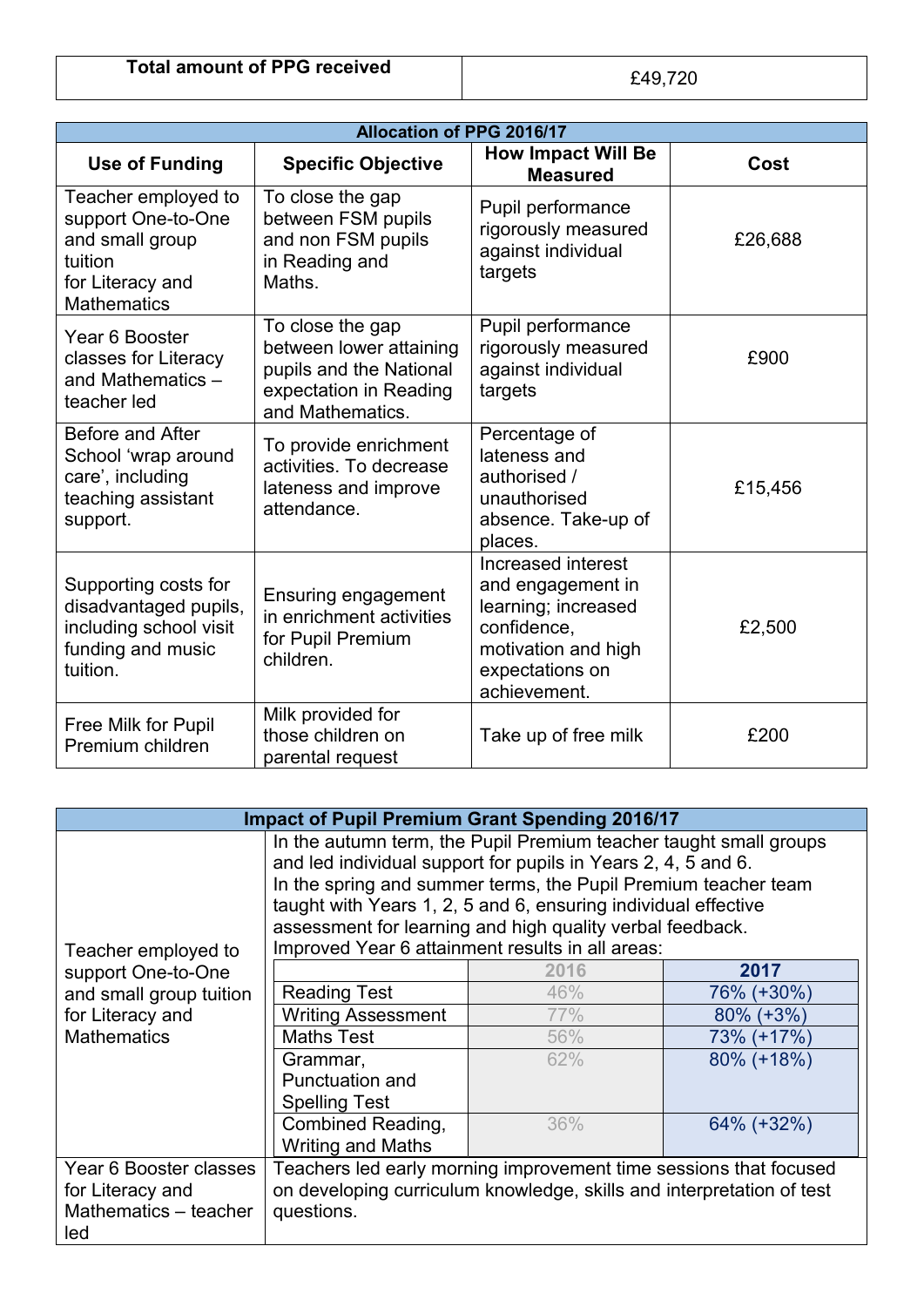| Total amount of PPG received | £49,720 |
|---|---|

| Allocation of PPG 2016/17 | | | |
|---|---|---|---|
| **Use of Funding** | **Specific Objective** | **How Impact Will Be Measured** | **Cost** |
| Teacher employed to support One-to-One and small group tuition for Literacy and Mathematics | To close the gap between FSM pupils and non FSM pupils in Reading and Maths. | Pupil performance rigorously measured against individual targets | £26,688 |
| Year 6 Booster classes for Literacy and Mathematics – teacher led | To close the gap between lower attaining pupils and the National expectation in Reading and Mathematics. | Pupil performance rigorously measured against individual targets | £900 |
| Before and After School 'wrap around care', including teaching assistant support. | To provide enrichment activities. To decrease lateness and improve attendance. | Percentage of lateness and authorised / unauthorised absence. Take-up of places. | £15,456 |
| Supporting costs for disadvantaged pupils, including school visit funding and music tuition. | Ensuring engagement in enrichment activities for Pupil Premium children. | Increased interest and engagement in learning; increased confidence, motivation and high expectations on achievement. | £2,500 |
| Free Milk for Pupil Premium children | Milk provided for those children on parental request | Take up of free milk | £200 |

**Impact of Pupil Premium Grant Spending 2016/17**

**Teacher employed to support One-to-One and small group tuition for Literacy and Mathematics**

In the autumn term, the Pupil Premium teacher taught small groups and led individual support for pupils in Years 2, 4, 5 and 6.
In the spring and summer terms, the Pupil Premium teacher team taught with Years 1, 2, 5 and 6, ensuring individual effective assessment for learning and high quality verbal feedback.
Improved Year 6 attainment results in all areas:

| | 2016 | 2017 |
|---|---|---|
| Reading Test | 46% | 76% (+30%) |
| Writing Assessment | 77% | 80% (+3%) |
| Maths Test | 56% | 73% (+17%) |
| Grammar, Punctuation and Spelling Test | 62% | 80% (+18%) |
| Combined Reading, Writing and Maths | 36% | 64% (+32%) |

**Year 6 Booster classes for Literacy and Mathematics – teacher led**

Teachers led early morning improvement time sessions that focused on developing curriculum knowledge, skills and interpretation of test questions.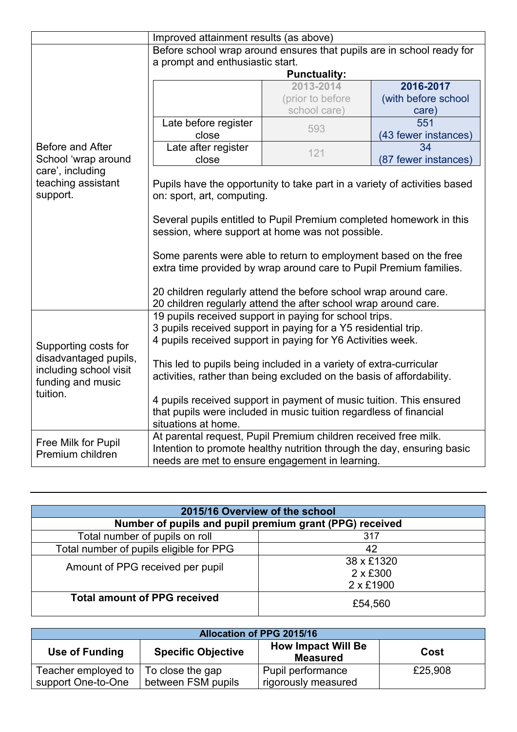| | |
|---|---|
| | Improved attainment results (as above) |
| Before and After School 'wrap around care', including teaching assistant support. | Before school wrap around ensures that pupils are in school ready for a prompt and enthusiastic start.<br>**Punctuality:**<br><br>\| \| 2013-2014 (prior to before school care) \| **2016-2017** (with before school care) \|<br>\| Late before register close \| 593 \| 551 (43 fewer instances) \|<br>\| Late after register close \| 121 \| 34 (87 fewer instances) \|<br><br>Pupils have the opportunity to take part in a variety of activities based on: sport, art, computing.<br><br>Several pupils entitled to Pupil Premium completed homework in this session, where support at home was not possible.<br><br>Some parents were able to return to employment based on the free extra time provided by wrap around care to Pupil Premium families.<br><br>20 children regularly attend the before school wrap around care.<br>20 children regularly attend the after school wrap around care. |
| Supporting costs for disadvantaged pupils, including school visit funding and music tuition. | 19 pupils received support in paying for school trips.<br>3 pupils received support in paying for a Y5 residential trip.<br>4 pupils received support in paying for Y6 Activities week.<br><br>This led to pupils being included in a variety of extra-curricular activities, rather than being excluded on the basis of affordability.<br><br>4 pupils received support in payment of music tuition. This ensured that pupils were included in music tuition regardless of financial situations at home. |
| Free Milk for Pupil Premium children | At parental request, Pupil Premium children received free milk. Intention to promote healthy nutrition through the day, ensuring basic needs are met to ensure engagement in learning. |

---

| **2015/16 Overview of the school** | |
|---|---|
| **Number of pupils and pupil premium grant (PPG) received** | |
| Total number of pupils on roll | 317 |
| Total number of pupils eligible for PPG | 42 |
| Amount of PPG received per pupil | 38 x £1320<br>2 x £300<br>2 x £1900 |
| **Total amount of PPG received** | £54,560 |

| **Allocation of PPG 2015/16** | | | |
|---|---|---|---|
| **Use of Funding** | **Specific Objective** | **How Impact Will Be Measured** | **Cost** |
| Teacher employed to support One-to-One | To close the gap between FSM pupils | Pupil performance rigorously measured | £25,908 |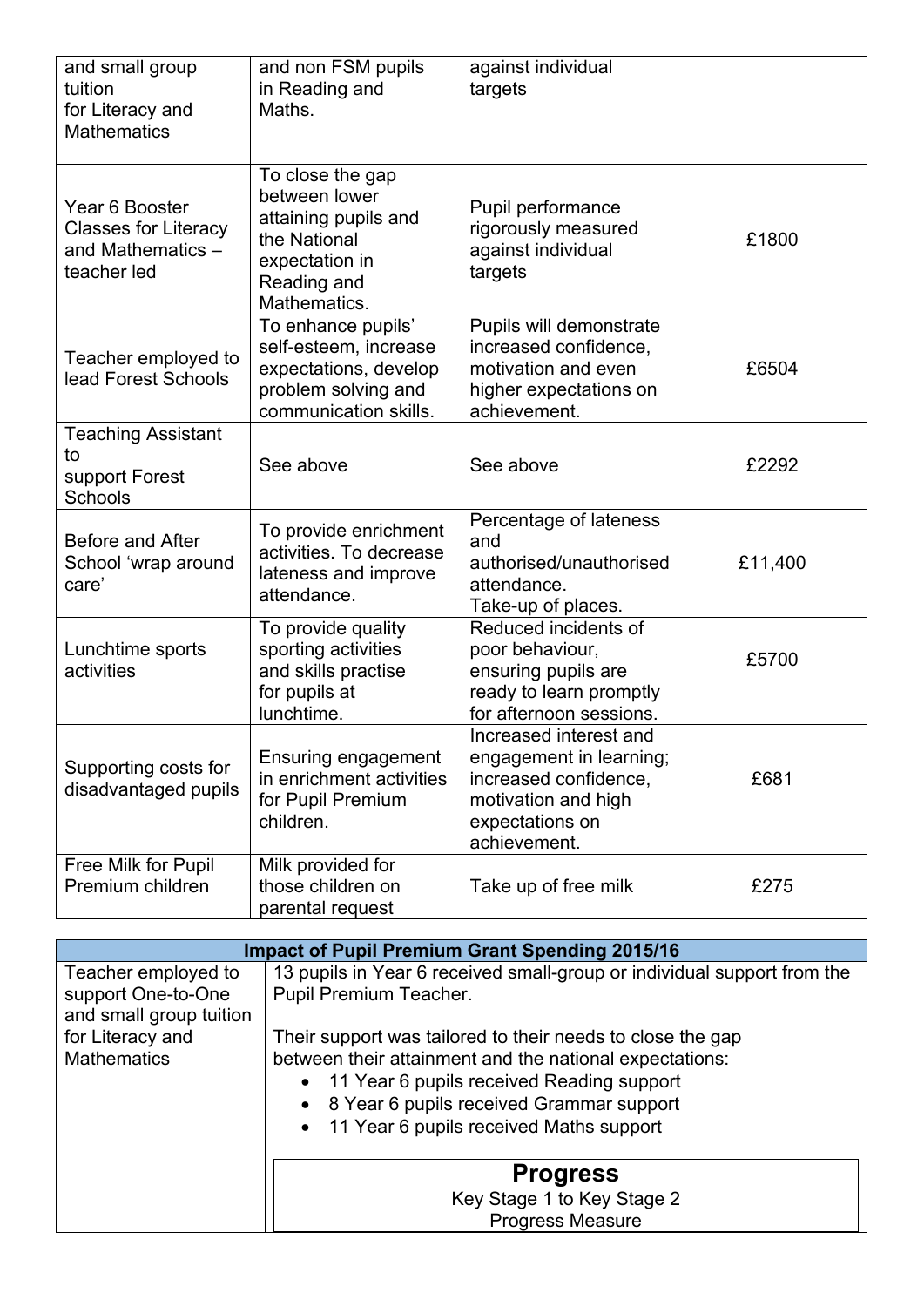| | | | |
|---|---|---|---|
| and small group tuition for Literacy and Mathematics | and non FSM pupils in Reading and Maths. | against individual targets | |
| Year 6 Booster Classes for Literacy and Mathematics – teacher led | To close the gap between lower attaining pupils and the National expectation in Reading and Mathematics. | Pupil performance rigorously measured against individual targets | £1800 |
| Teacher employed to lead Forest Schools | To enhance pupils' self-esteem, increase expectations, develop problem solving and communication skills. | Pupils will demonstrate increased confidence, motivation and even higher expectations on achievement. | £6504 |
| Teaching Assistant to support Forest Schools | See above | See above | £2292 |
| Before and After School 'wrap around care' | To provide enrichment activities. To decrease lateness and improve attendance. | Percentage of lateness and authorised/unauthorised attendance. Take-up of places. | £11,400 |
| Lunchtime sports activities | To provide quality sporting activities and skills practise for pupils at lunchtime. | Reduced incidents of poor behaviour, ensuring pupils are ready to learn promptly for afternoon sessions. | £5700 |
| Supporting costs for disadvantaged pupils | Ensuring engagement in enrichment activities for Pupil Premium children. | Increased interest and engagement in learning; increased confidence, motivation and high expectations on achievement. | £681 |
| Free Milk for Pupil Premium children | Milk provided for those children on parental request | Take up of free milk | £275 |

| Impact of Pupil Premium Grant Spending 2015/16 | |
|---|---|
| Teacher employed to support One-to-One and small group tuition for Literacy and Mathematics | 13 pupils in Year 6 received small-group or individual support from the Pupil Premium Teacher.<br><br>Their support was tailored to their needs to close the gap between their attainment and the national expectations:<br>• 11 Year 6 pupils received Reading support<br>• 8 Year 6 pupils received Grammar support<br>• 11 Year 6 pupils received Maths support<br><br>**Progress**<br>Key Stage 1 to Key Stage 2 Progress Measure |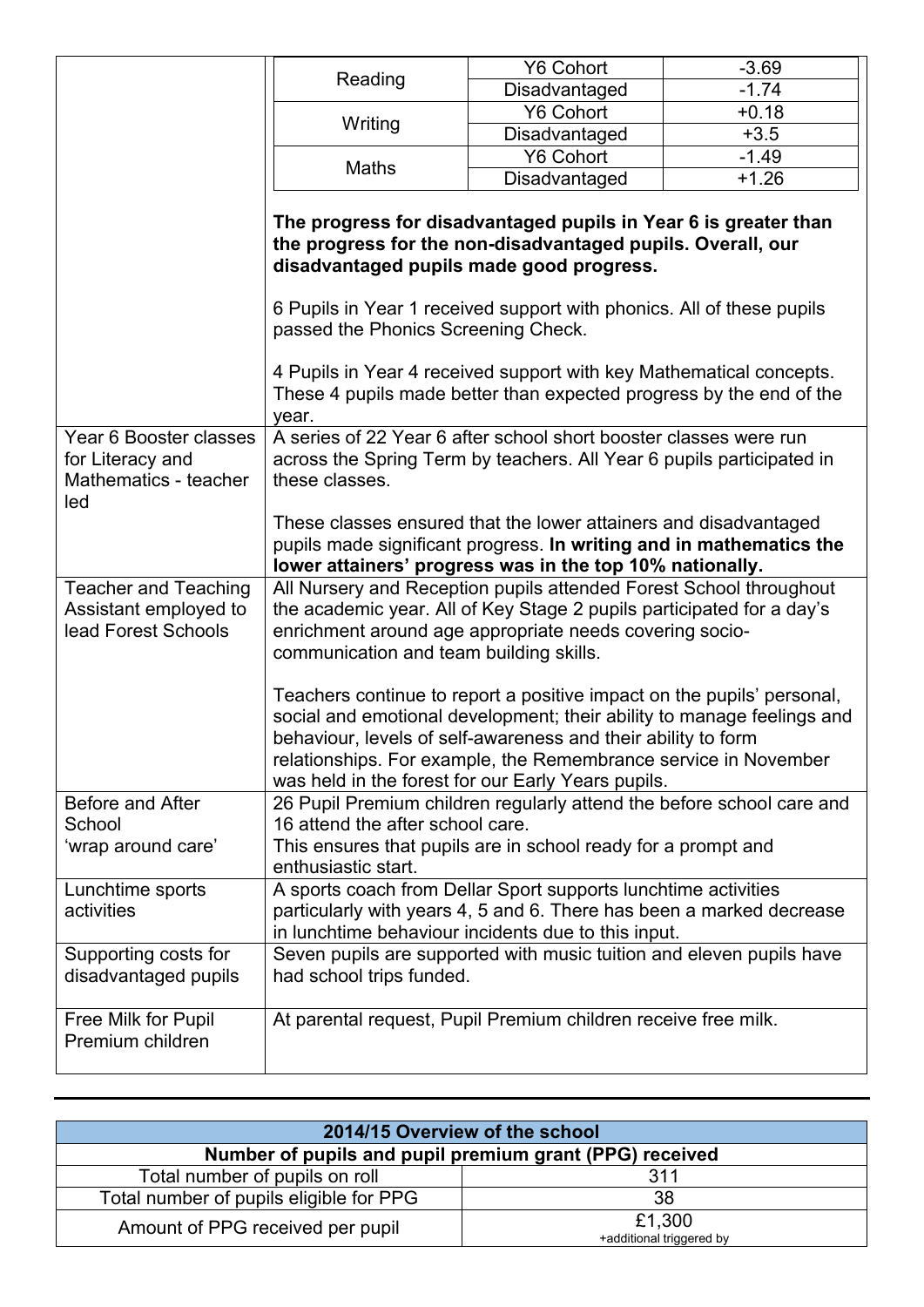| | |
|---|---|
| | <table><tr><td>Reading</td><td>Y6 Cohort</td><td>-3.69</td></tr><tr><td></td><td>Disadvantaged</td><td>-1.74</td></tr><tr><td>Writing</td><td>Y6 Cohort</td><td>+0.18</td></tr><tr><td></td><td>Disadvantaged</td><td>+3.5</td></tr><tr><td>Maths</td><td>Y6 Cohort</td><td>-1.49</td></tr><tr><td></td><td>Disadvantaged</td><td>+1.26</td></tr></table><br>**The progress for disadvantaged pupils in Year 6 is greater than the progress for the non-disadvantaged pupils. Overall, our disadvantaged pupils made good progress.**<br><br>6 Pupils in Year 1 received support with phonics. All of these pupils passed the Phonics Screening Check.<br><br>4 Pupils in Year 4 received support with key Mathematical concepts. These 4 pupils made better than expected progress by the end of the year. |
| Year 6 Booster classes for Literacy and Mathematics - teacher led | A series of 22 Year 6 after school short booster classes were run across the Spring Term by teachers. All Year 6 pupils participated in these classes.<br><br>These classes ensured that the lower attainers and disadvantaged pupils made significant progress. **In writing and in mathematics the lower attainers' progress was in the top 10% nationally.** |
| Teacher and Teaching Assistant employed to lead Forest Schools | All Nursery and Reception pupils attended Forest School throughout the academic year. All of Key Stage 2 pupils participated for a day's enrichment around age appropriate needs covering socio-communication and team building skills.<br><br>Teachers continue to report a positive impact on the pupils' personal, social and emotional development; their ability to manage feelings and behaviour, levels of self-awareness and their ability to form relationships. For example, the Remembrance service in November was held in the forest for our Early Years pupils. |
| Before and After School 'wrap around care' | 26 Pupil Premium children regularly attend the before school care and 16 attend the after school care.<br>This ensures that pupils are in school ready for a prompt and enthusiastic start. |
| Lunchtime sports activities | A sports coach from Dellar Sport supports lunchtime activities particularly with years 4, 5 and 6. There has been a marked decrease in lunchtime behaviour incidents due to this input. |
| Supporting costs for disadvantaged pupils | Seven pupils are supported with music tuition and eleven pupils have had school trips funded. |
| Free Milk for Pupil Premium children | At parental request, Pupil Premium children receive free milk. |

| 2014/15 Overview of the school | |
|---|---|
| **Number of pupils and pupil premium grant (PPG) received** | |
| Total number of pupils on roll | 311 |
| Total number of pupils eligible for PPG | 38 |
| Amount of PPG received per pupil | £1,300<br>+additional triggered by |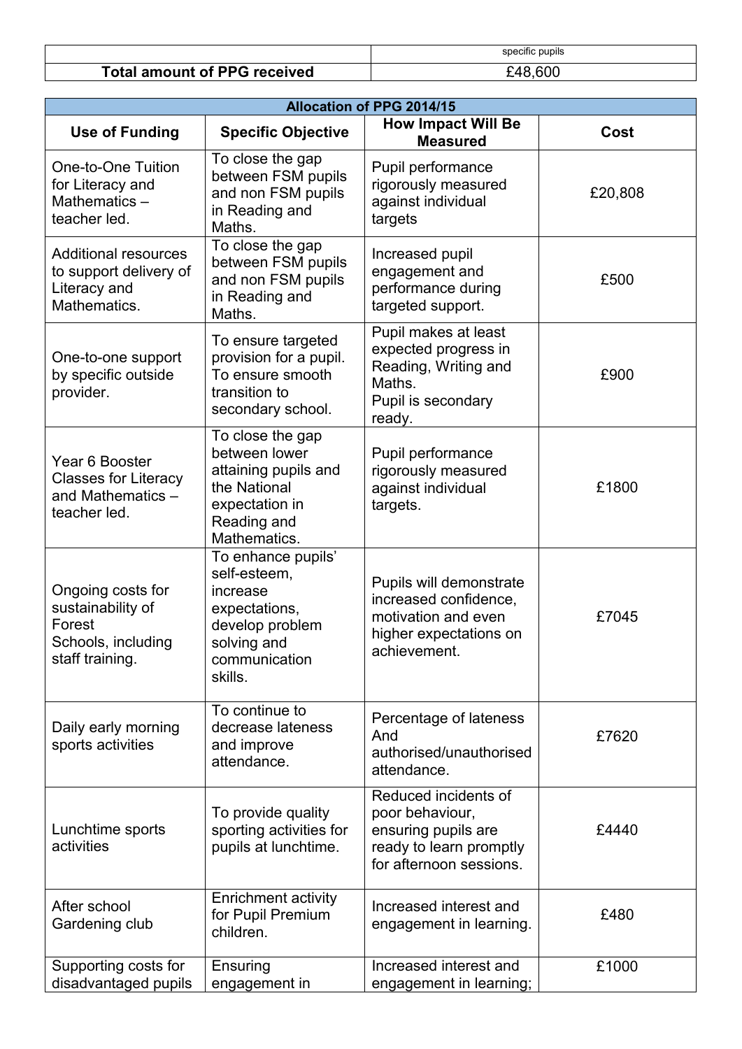| | specific pupils |
|---|---|
| **Total amount of PPG received** | £48,600 |

| **Allocation of PPG 2014/15** | | | |
|---|---|---|---|
| **Use of Funding** | **Specific Objective** | **How Impact Will Be Measured** | **Cost** |
| One-to-One Tuition for Literacy and Mathematics – teacher led. | To close the gap between FSM pupils and non FSM pupils in Reading and Maths. | Pupil performance rigorously measured against individual targets | £20,808 |
| Additional resources to support delivery of Literacy and Mathematics. | To close the gap between FSM pupils and non FSM pupils in Reading and Maths. | Increased pupil engagement and performance during targeted support. | £500 |
| One-to-one support by specific outside provider. | To ensure targeted provision for a pupil. To ensure smooth transition to secondary school. | Pupil makes at least expected progress in Reading, Writing and Maths. Pupil is secondary ready. | £900 |
| Year 6 Booster Classes for Literacy and Mathematics – teacher led. | To close the gap between lower attaining pupils and the National expectation in Reading and Mathematics. | Pupil performance rigorously measured against individual targets. | £1800 |
| Ongoing costs for sustainability of Forest Schools, including staff training. | To enhance pupils' self-esteem, increase expectations, develop problem solving and communication skills. | Pupils will demonstrate increased confidence, motivation and even higher expectations on achievement. | £7045 |
| Daily early morning sports activities | To continue to decrease lateness and improve attendance. | Percentage of lateness And authorised/unauthorised attendance. | £7620 |
| Lunchtime sports activities | To provide quality sporting activities for pupils at lunchtime. | Reduced incidents of poor behaviour, ensuring pupils are ready to learn promptly for afternoon sessions. | £4440 |
| After school Gardening club | Enrichment activity for Pupil Premium children. | Increased interest and engagement in learning. | £480 |
| Supporting costs for disadvantaged pupils | Ensuring engagement in | Increased interest and engagement in learning; | £1000 |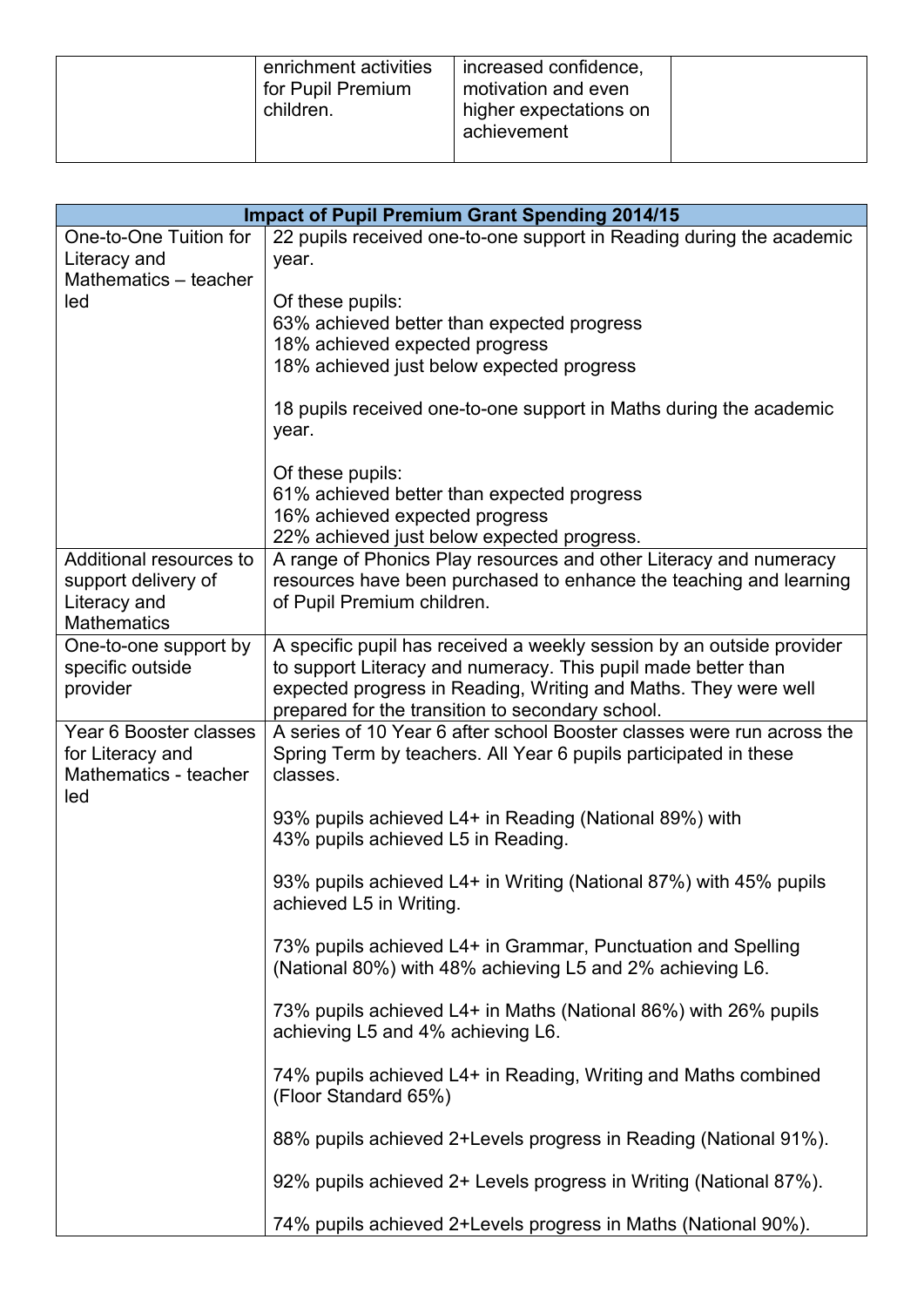| | | | |
|---|---|---|---|
| | enrichment activities for Pupil Premium children. | increased confidence, motivation and even higher expectations on achievement | |

| Impact of Pupil Premium Grant Spending 2014/15 | |
|---|---|
| One-to-One Tuition for Literacy and Mathematics – teacher led | 22 pupils received one-to-one support in Reading during the academic year.<br><br>Of these pupils:<br>63% achieved better than expected progress<br>18% achieved expected progress<br>18% achieved just below expected progress<br><br>18 pupils received one-to-one support in Maths during the academic year.<br><br>Of these pupils:<br>61% achieved better than expected progress<br>16% achieved expected progress<br>22% achieved just below expected progress. |
| Additional resources to support delivery of Literacy and Mathematics | A range of Phonics Play resources and other Literacy and numeracy resources have been purchased to enhance the teaching and learning of Pupil Premium children. |
| One-to-one support by specific outside provider | A specific pupil has received a weekly session by an outside provider to support Literacy and numeracy. This pupil made better than expected progress in Reading, Writing and Maths. They were well prepared for the transition to secondary school. |
| Year 6 Booster classes for Literacy and Mathematics - teacher led | A series of 10 Year 6 after school Booster classes were run across the Spring Term by teachers. All Year 6 pupils participated in these classes.<br><br>93% pupils achieved L4+ in Reading (National 89%) with 43% pupils achieved L5 in Reading.<br><br>93% pupils achieved L4+ in Writing (National 87%) with 45% pupils achieved L5 in Writing.<br><br>73% pupils achieved L4+ in Grammar, Punctuation and Spelling (National 80%) with 48% achieving L5 and 2% achieving L6.<br><br>73% pupils achieved L4+ in Maths (National 86%) with 26% pupils achieving L5 and 4% achieving L6.<br><br>74% pupils achieved L4+ in Reading, Writing and Maths combined (Floor Standard 65%)<br><br>88% pupils achieved 2+Levels progress in Reading (National 91%).<br><br>92% pupils achieved 2+ Levels progress in Writing (National 87%).<br><br>74% pupils achieved 2+Levels progress in Maths (National 90%). |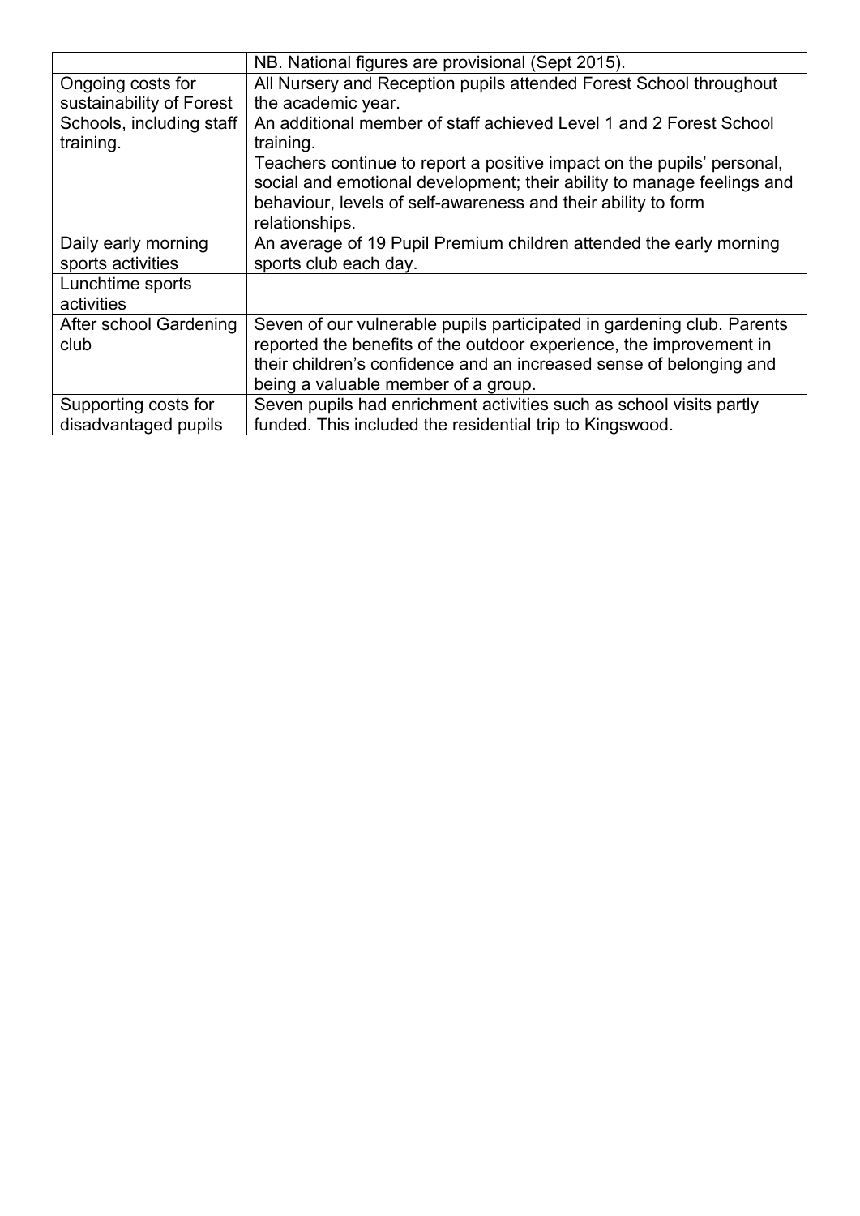| | |
|---|---|
| | NB. National figures are provisional (Sept 2015). |
| Ongoing costs for sustainability of Forest Schools, including staff training. | All Nursery and Reception pupils attended Forest School throughout the academic year.<br>An additional member of staff achieved Level 1 and 2 Forest School training.<br>Teachers continue to report a positive impact on the pupils' personal, social and emotional development; their ability to manage feelings and behaviour, levels of self-awareness and their ability to form relationships. |
| Daily early morning sports activities | An average of 19 Pupil Premium children attended the early morning sports club each day. |
| Lunchtime sports activities | |
| After school Gardening club | Seven of our vulnerable pupils participated in gardening club. Parents reported the benefits of the outdoor experience, the improvement in their children's confidence and an increased sense of belonging and being a valuable member of a group. |
| Supporting costs for disadvantaged pupils | Seven pupils had enrichment activities such as school visits partly funded. This included the residential trip to Kingswood. |